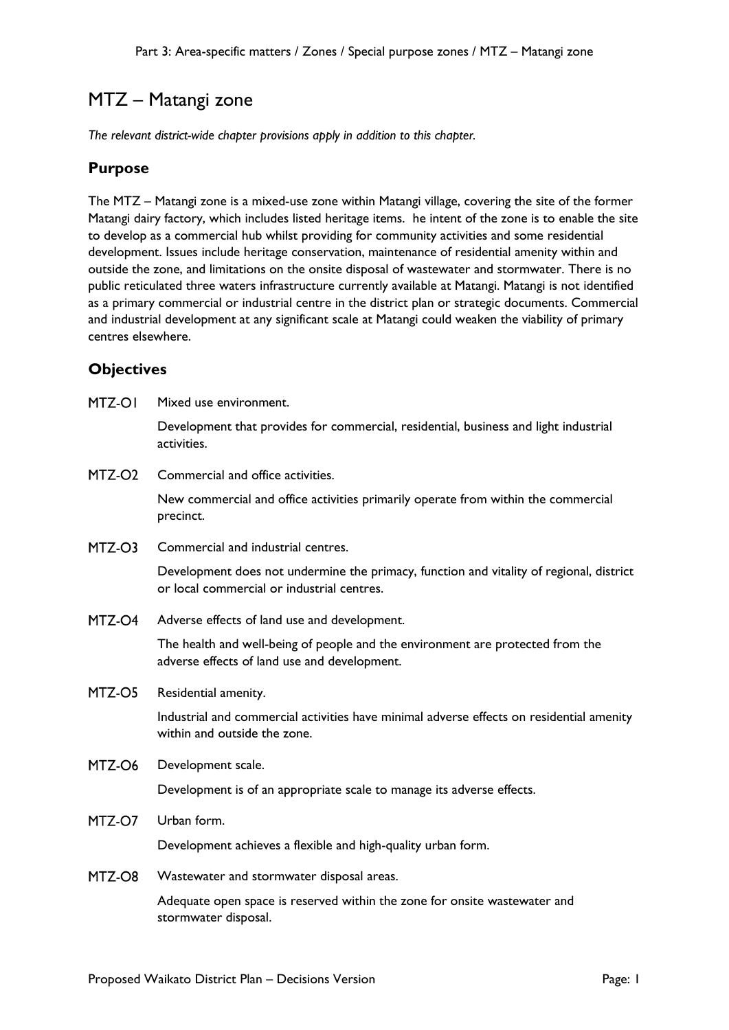# MTZ – Matangi zone

*The relevant district-wide chapter provisions apply in addition to this chapter.*

## Purpose

The MTZ – Matangi zone is a mixed-use zone within Matangi village, covering the site of the former Matangi dairy factory, which includes listed heritage items.  he intent of the zone is to enable the site to develop as a commercial hub whilst providing for community activities and some residential development. Issues include heritage conservation, maintenance of residential amenity within and outside the zone, and limitations on the onsite disposal of wastewater and stormwater. There is no public reticulated three waters infrastructure currently available at Matangi. Matangi is not identified as a primary commercial or industrial centre in the district plan or strategic documents. Commercial and industrial development at any significant scale at Matangi could weaken the viability of primary centres elsewhere.

## Objectives

MTZ-O1 Mixed use environment.

Development that provides for commercial, residential, business and light industrial activities.

MTZ-O2 Commercial and office activities.

New commercial and office activities primarily operate from within the commercial precinct.

MTZ-O3 Commercial and industrial centres.

Development does not undermine the primacy, function and vitality of regional, district or local commercial or industrial centres.

MTZ-O4 Adverse effects of land use and development.

The health and well-being of people and the environment are protected from the adverse effects of land use and development.

MTZ-O5 Residential amenity.

Industrial and commercial activities have minimal adverse effects on residential amenity within and outside the zone.

MTZ-O6 Development scale.

Development is of an appropriate scale to manage its adverse effects.

MTZ-O7 Urban form.

Development achieves a flexible and high-quality urban form.

MTZ-O8 Wastewater and stormwater disposal areas.

Adequate open space is reserved within the zone for onsite wastewater and stormwater disposal.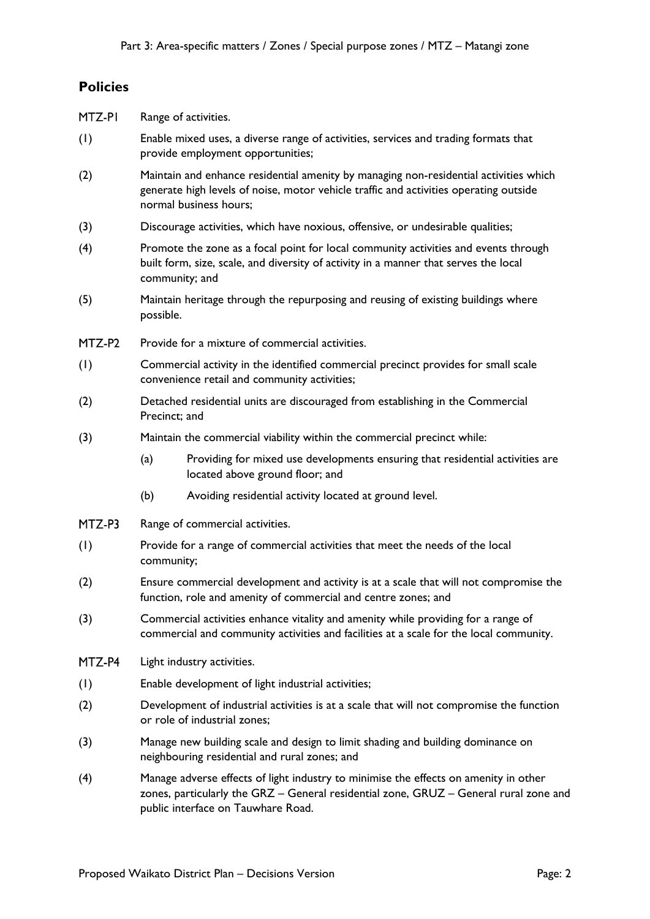## Policies

MTZ-P1 Range of activities.

(1) Enable mixed uses, a diverse range of activities, services and trading formats that provide employment opportunities;

(2) Maintain and enhance residential amenity by managing non-residential activities which generate high levels of noise, motor vehicle traffic and activities operating outside normal business hours;

(3) Discourage activities, which have noxious, offensive, or undesirable qualities;

(4) Promote the zone as a focal point for local community activities and events through built form, size, scale, and diversity of activity in a manner that serves the local community; and

(5) Maintain heritage through the repurposing and reusing of existing buildings where possible.

MTZ-P2 Provide for a mixture of commercial activities.

(1) Commercial activity in the identified commercial precinct provides for small scale convenience retail and community activities;

(2) Detached residential units are discouraged from establishing in the Commercial Precinct; and

(3) Maintain the commercial viability within the commercial precinct while:

  (a) Providing for mixed use developments ensuring that residential activities are located above ground floor; and

  (b) Avoiding residential activity located at ground level.

MTZ-P3 Range of commercial activities.

(1) Provide for a range of commercial activities that meet the needs of the local community;

(2) Ensure commercial development and activity is at a scale that will not compromise the function, role and amenity of commercial and centre zones; and

(3) Commercial activities enhance vitality and amenity while providing for a range of commercial and community activities and facilities at a scale for the local community.

MTZ-P4 Light industry activities.

(1) Enable development of light industrial activities;

(2) Development of industrial activities is at a scale that will not compromise the function or role of industrial zones;

(3) Manage new building scale and design to limit shading and building dominance on neighbouring residential and rural zones; and

(4) Manage adverse effects of light industry to minimise the effects on amenity in other zones, particularly the GRZ – General residential zone, GRUZ – General rural zone and public interface on Tauwhare Road.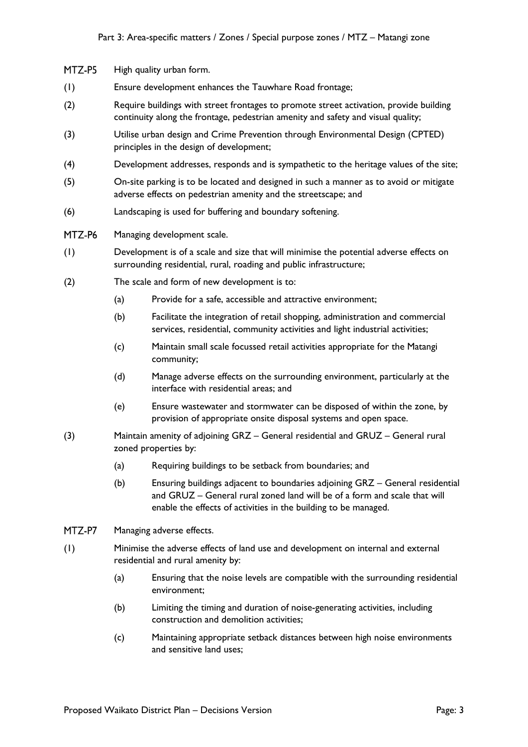**MTZ-P5** High quality urban form.

(1) Ensure development enhances the Tauwhare Road frontage;

(2) Require buildings with street frontages to promote street activation, provide building continuity along the frontage, pedestrian amenity and safety and visual quality;

(3) Utilise urban design and Crime Prevention through Environmental Design (CPTED) principles in the design of development;

(4) Development addresses, responds and is sympathetic to the heritage values of the site;

(5) On-site parking is to be located and designed in such a manner as to avoid or mitigate adverse effects on pedestrian amenity and the streetscape; and

(6) Landscaping is used for buffering and boundary softening.

**MTZ-P6** Managing development scale.

(1) Development is of a scale and size that will minimise the potential adverse effects on surrounding residential, rural, roading and public infrastructure;

(2) The scale and form of new development is to:

- (a) Provide for a safe, accessible and attractive environment;
- (b) Facilitate the integration of retail shopping, administration and commercial services, residential, community activities and light industrial activities;
- (c) Maintain small scale focussed retail activities appropriate for the Matangi community;
- (d) Manage adverse effects on the surrounding environment, particularly at the interface with residential areas; and
- (e) Ensure wastewater and stormwater can be disposed of within the zone, by provision of appropriate onsite disposal systems and open space.

(3) Maintain amenity of adjoining GRZ – General residential and GRUZ – General rural zoned properties by:

- (a) Requiring buildings to be setback from boundaries; and
- (b) Ensuring buildings adjacent to boundaries adjoining GRZ – General residential and GRUZ – General rural zoned land will be of a form and scale that will enable the effects of activities in the building to be managed.

**MTZ-P7** Managing adverse effects.

(1) Minimise the adverse effects of land use and development on internal and external residential and rural amenity by:

- (a) Ensuring that the noise levels are compatible with the surrounding residential environment;
- (b) Limiting the timing and duration of noise-generating activities, including construction and demolition activities;
- (c) Maintaining appropriate setback distances between high noise environments and sensitive land uses;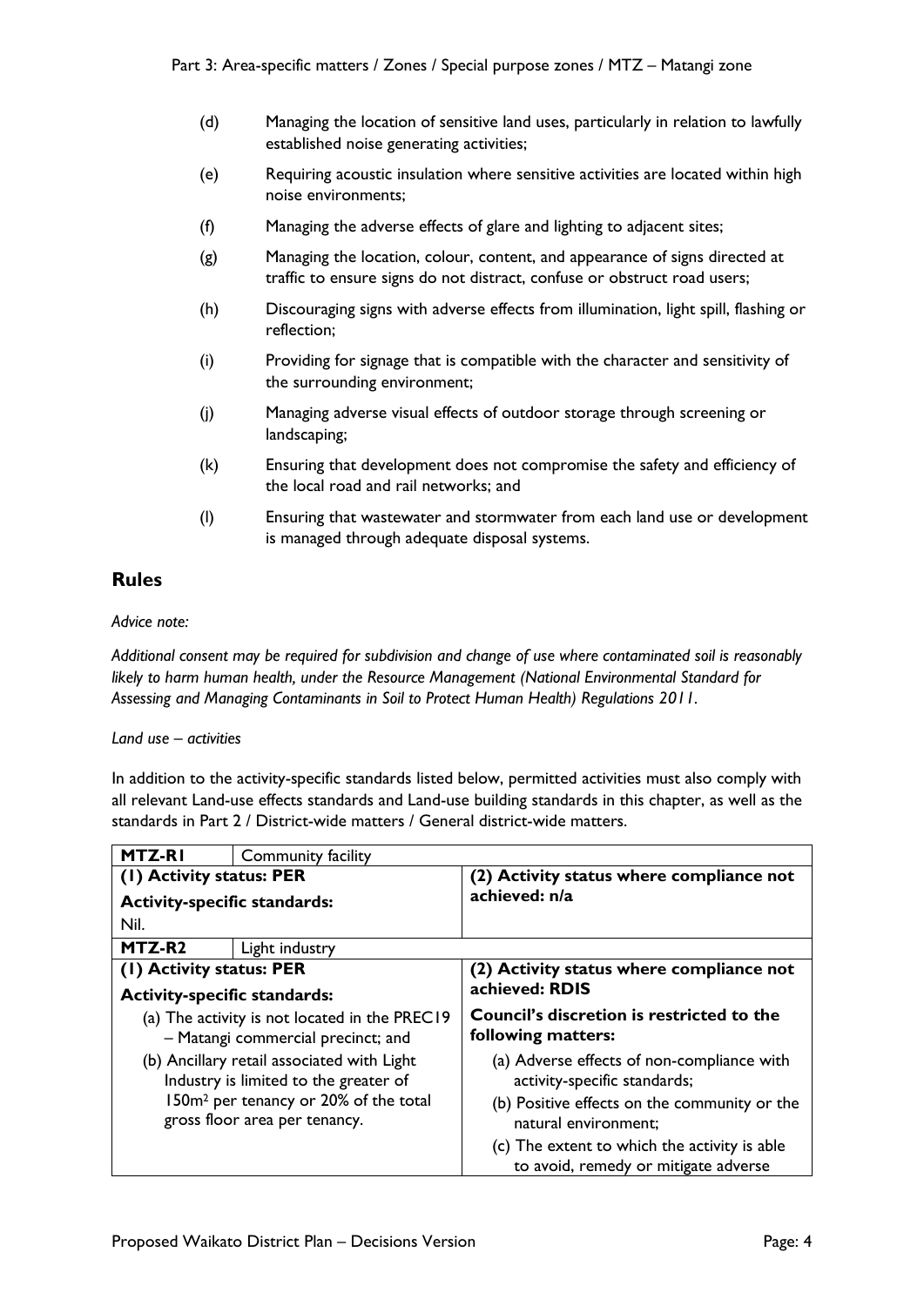(d) Managing the location of sensitive land uses, particularly in relation to lawfully established noise generating activities;

(e) Requiring acoustic insulation where sensitive activities are located within high noise environments;

(f) Managing the adverse effects of glare and lighting to adjacent sites;

(g) Managing the location, colour, content, and appearance of signs directed at traffic to ensure signs do not distract, confuse or obstruct road users;

(h) Discouraging signs with adverse effects from illumination, light spill, flashing or reflection;

(i) Providing for signage that is compatible with the character and sensitivity of the surrounding environment;

(j) Managing adverse visual effects of outdoor storage through screening or landscaping;

(k) Ensuring that development does not compromise the safety and efficiency of the local road and rail networks; and

(l) Ensuring that wastewater and stormwater from each land use or development is managed through adequate disposal systems.

## Rules

*Advice note:*

*Additional consent may be required for subdivision and change of use where contaminated soil is reasonably likely to harm human health, under the Resource Management (National Environmental Standard for Assessing and Managing Contaminants in Soil to Protect Human Health) Regulations 2011.*

*Land use – activities*

In addition to the activity-specific standards listed below, permitted activities must also comply with all relevant Land-use effects standards and Land-use building standards in this chapter, as well as the standards in Part 2 / District-wide matters / General district-wide matters.

| **MTZ-R1** | Community facility | |
|---|---|---|
| **(1) Activity status: PER**<br>**Activity-specific standards:**<br>Nil. | | **(2) Activity status where compliance not achieved: n/a** |
| **MTZ-R2** | Light industry | |
| **(1) Activity status: PER**<br>**Activity-specific standards:**<br>(a) The activity is not located in the PREC19 – Matangi commercial precinct; and<br>(b) Ancillary retail associated with Light Industry is limited to the greater of 150m² per tenancy or 20% of the total gross floor area per tenancy. | | **(2) Activity status where compliance not achieved: RDIS**<br>**Council's discretion is restricted to the following matters:**<br>(a) Adverse effects of non-compliance with activity-specific standards;<br>(b) Positive effects on the community or the natural environment;<br>(c) The extent to which the activity is able to avoid, remedy or mitigate adverse |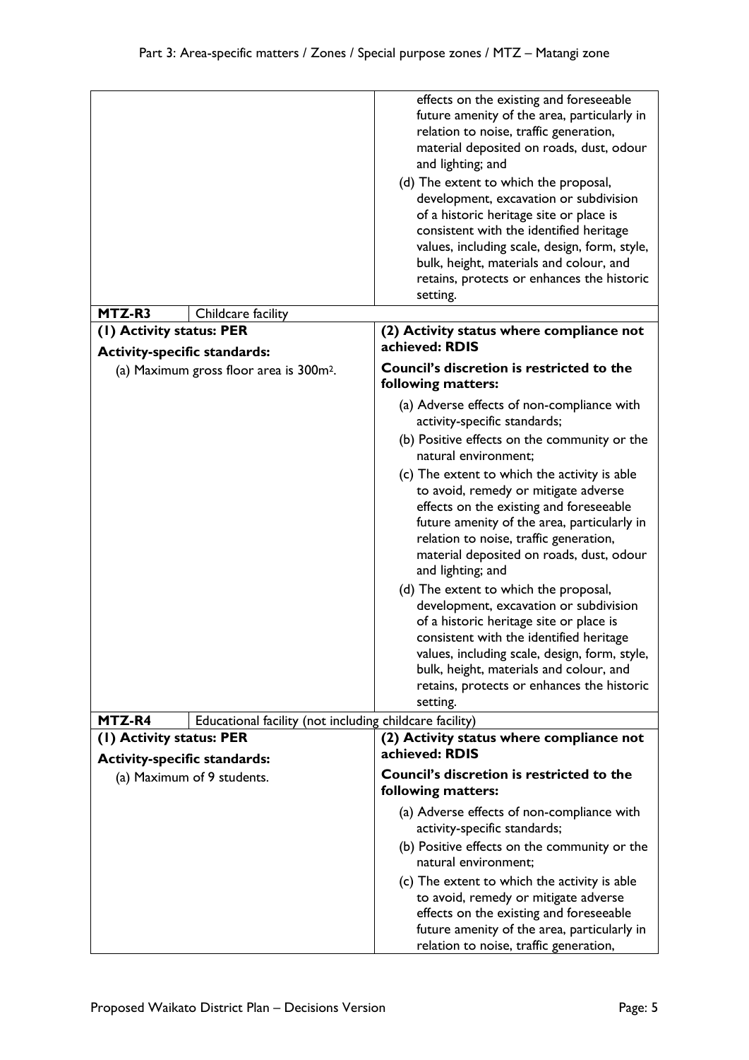| | |
|---|---|
| | effects on the existing and foreseeable future amenity of the area, particularly in relation to noise, traffic generation, material deposited on roads, dust, odour and lighting; and<br>(d) The extent to which the proposal, development, excavation or subdivision of a historic heritage site or place is consistent with the identified heritage values, including scale, design, form, style, bulk, height, materials and colour, and retains, protects or enhances the historic setting. |
| **MTZ-R3** Childcare facility | |
| **(1) Activity status: PER**<br>**Activity-specific standards:**<br>(a) Maximum gross floor area is 300m². | **(2) Activity status where compliance not achieved: RDIS**<br>**Council's discretion is restricted to the following matters:**<br>(a) Adverse effects of non-compliance with activity-specific standards;<br>(b) Positive effects on the community or the natural environment;<br>(c) The extent to which the activity is able to avoid, remedy or mitigate adverse effects on the existing and foreseeable future amenity of the area, particularly in relation to noise, traffic generation, material deposited on roads, dust, odour and lighting; and<br>(d) The extent to which the proposal, development, excavation or subdivision of a historic heritage site or place is consistent with the identified heritage values, including scale, design, form, style, bulk, height, materials and colour, and retains, protects or enhances the historic setting. |
| **MTZ-R4** Educational facility (not including childcare facility) | |
| **(1) Activity status: PER**<br>**Activity-specific standards:**<br>(a) Maximum of 9 students. | **(2) Activity status where compliance not achieved: RDIS**<br>**Council's discretion is restricted to the following matters:**<br>(a) Adverse effects of non-compliance with activity-specific standards;<br>(b) Positive effects on the community or the natural environment;<br>(c) The extent to which the activity is able to avoid, remedy or mitigate adverse effects on the existing and foreseeable future amenity of the area, particularly in relation to noise, traffic generation, |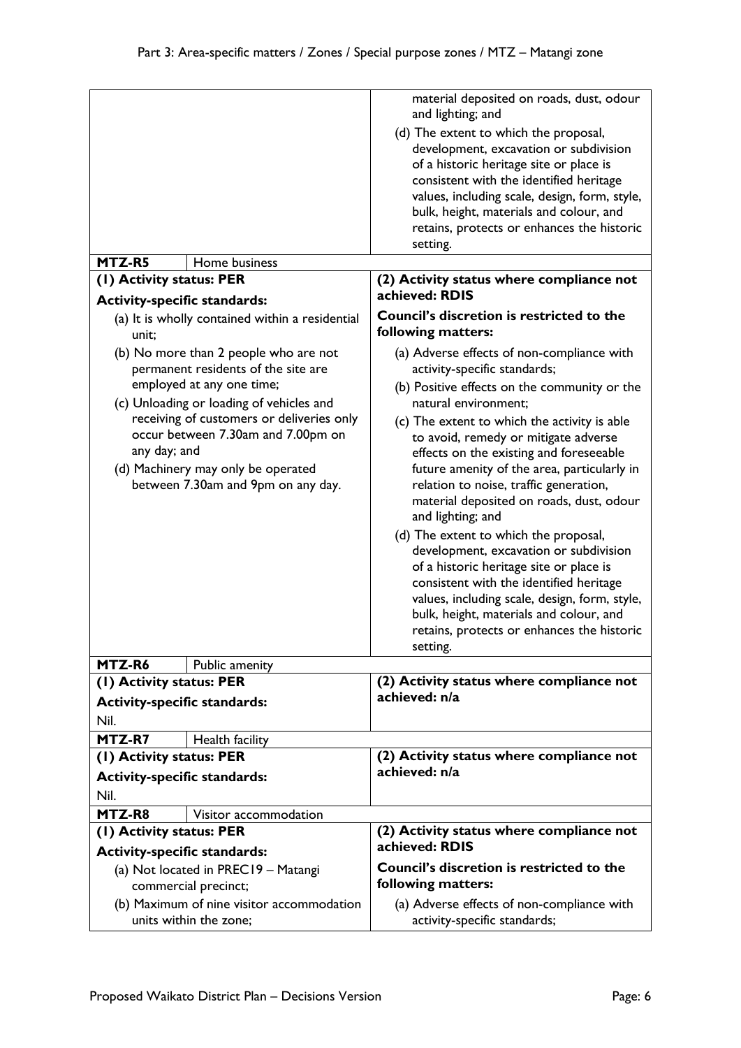| | |
|---|---|
| | material deposited on roads, dust, odour and lighting; and<br>(d) The extent to which the proposal, development, excavation or subdivision of a historic heritage site or place is consistent with the identified heritage values, including scale, design, form, style, bulk, height, materials and colour, and retains, protects or enhances the historic setting. |
| **MTZ-R5** Home business | |
| **(1) Activity status: PER**<br>**Activity-specific standards:**<br>(a) It is wholly contained within a residential unit;<br>(b) No more than 2 people who are not permanent residents of the site are employed at any one time;<br>(c) Unloading or loading of vehicles and receiving of customers or deliveries only occur between 7.30am and 7.00pm on any day; and<br>(d) Machinery may only be operated between 7.30am and 9pm on any day. | **(2) Activity status where compliance not achieved: RDIS**<br>**Council's discretion is restricted to the following matters:**<br>(a) Adverse effects of non-compliance with activity-specific standards;<br>(b) Positive effects on the community or the natural environment;<br>(c) The extent to which the activity is able to avoid, remedy or mitigate adverse effects on the existing and foreseeable future amenity of the area, particularly in relation to noise, traffic generation, material deposited on roads, dust, odour and lighting; and<br>(d) The extent to which the proposal, development, excavation or subdivision of a historic heritage site or place is consistent with the identified heritage values, including scale, design, form, style, bulk, height, materials and colour, and retains, protects or enhances the historic setting. |
| **MTZ-R6** Public amenity | |
| **(1) Activity status: PER**<br>**Activity-specific standards:**<br>Nil. | **(2) Activity status where compliance not achieved: n/a** |
| **MTZ-R7** Health facility | |
| **(1) Activity status: PER**<br>**Activity-specific standards:**<br>Nil. | **(2) Activity status where compliance not achieved: n/a** |
| **MTZ-R8** Visitor accommodation | |
| **(1) Activity status: PER**<br>**Activity-specific standards:**<br>(a) Not located in PREC19 – Matangi commercial precinct;<br>(b) Maximum of nine visitor accommodation units within the zone; | **(2) Activity status where compliance not achieved: RDIS**<br>**Council's discretion is restricted to the following matters:**<br>(a) Adverse effects of non-compliance with activity-specific standards; |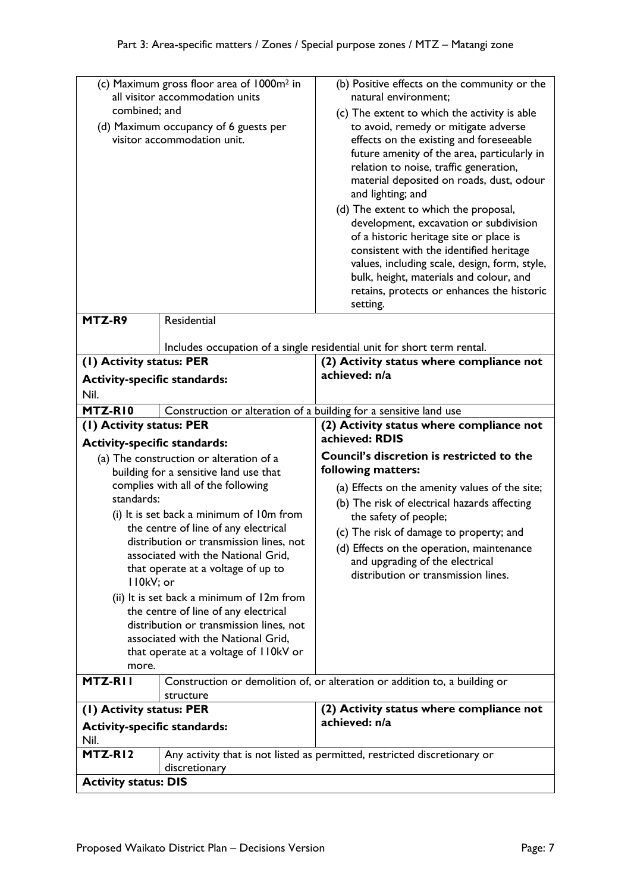| | | |
|---|---|---|
| (c) Maximum gross floor area of 1000m² in all visitor accommodation units combined; and<br>(d) Maximum occupancy of 6 guests per visitor accommodation unit. | | (b) Positive effects on the community or the natural environment;<br>(c) The extent to which the activity is able to avoid, remedy or mitigate adverse effects on the existing and foreseeable future amenity of the area, particularly in relation to noise, traffic generation, material deposited on roads, dust, odour and lighting; and<br>(d) The extent to which the proposal, development, excavation or subdivision of a historic heritage site or place is consistent with the identified heritage values, including scale, design, form, style, bulk, height, materials and colour, and retains, protects or enhances the historic setting. |
| **MTZ-R9** | Residential<br><br>Includes occupation of a single residential unit for short term rental. | |
| **(1) Activity status: PER**<br>**Activity-specific standards:**<br>Nil. | | **(2) Activity status where compliance not achieved: n/a** |
| **MTZ-R10** | Construction or alteration of a building for a sensitive land use | |
| **(1) Activity status: PER**<br>**Activity-specific standards:**<br>(a) The construction or alteration of a building for a sensitive land use that complies with all of the following standards:<br>(i) It is set back a minimum of 10m from the centre of line of any electrical distribution or transmission lines, not associated with the National Grid, that operate at a voltage of up to 110kV; or<br>(ii) It is set back a minimum of 12m from the centre of line of any electrical distribution or transmission lines, not associated with the National Grid, that operate at a voltage of 110kV or more. | | **(2) Activity status where compliance not achieved: RDIS**<br>**Council's discretion is restricted to the following matters:**<br>(a) Effects on the amenity values of the site;<br>(b) The risk of electrical hazards affecting the safety of people;<br>(c) The risk of damage to property; and<br>(d) Effects on the operation, maintenance and upgrading of the electrical distribution or transmission lines. |
| **MTZ-R11** | Construction or demolition of, or alteration or addition to, a building or structure | |
| **(1) Activity status: PER**<br>**Activity-specific standards:**<br>Nil. | | **(2) Activity status where compliance not achieved: n/a** |
| **MTZ-R12** | Any activity that is not listed as permitted, restricted discretionary or discretionary | |
| **Activity status: DIS** | | |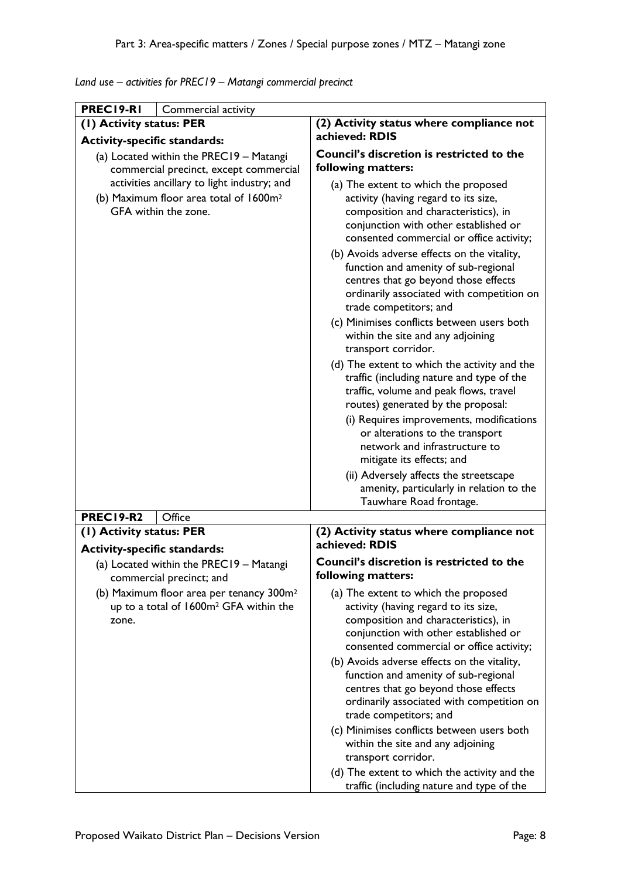*Land use – activities for PREC19 – Matangi commercial precinct*

| PREC19-R1 | Commercial activity |
|---|---|
| **(1) Activity status: PER**<br><br>**Activity-specific standards:**<br><br>(a) Located within the PREC19 – Matangi commercial precinct, except commercial activities ancillary to light industry; and<br><br>(b) Maximum floor area total of 1600m² GFA within the zone. | **(2) Activity status where compliance not achieved: RDIS**<br><br>**Council's discretion is restricted to the following matters:**<br><br>(a) The extent to which the proposed activity (having regard to its size, composition and characteristics), in conjunction with other established or consented commercial or office activity;<br><br>(b) Avoids adverse effects on the vitality, function and amenity of sub-regional centres that go beyond those effects ordinarily associated with competition on trade competitors; and<br><br>(c) Minimises conflicts between users both within the site and any adjoining transport corridor.<br><br>(d) The extent to which the activity and the traffic (including nature and type of the traffic, volume and peak flows, travel routes) generated by the proposal:<br><br>(i) Requires improvements, modifications or alterations to the transport network and infrastructure to mitigate its effects; and<br><br>(ii) Adversely affects the streetscape amenity, particularly in relation to the Tauwhare Road frontage. |
| **PREC19-R2** | **Office** |
| **(1) Activity status: PER**<br><br>**Activity-specific standards:**<br><br>(a) Located within the PREC19 – Matangi commercial precinct; and<br><br>(b) Maximum floor area per tenancy 300m² up to a total of 1600m² GFA within the zone. | **(2) Activity status where compliance not achieved: RDIS**<br><br>**Council's discretion is restricted to the following matters:**<br><br>(a) The extent to which the proposed activity (having regard to its size, composition and characteristics), in conjunction with other established or consented commercial or office activity;<br><br>(b) Avoids adverse effects on the vitality, function and amenity of sub-regional centres that go beyond those effects ordinarily associated with competition on trade competitors; and<br><br>(c) Minimises conflicts between users both within the site and any adjoining transport corridor.<br><br>(d) The extent to which the activity and the traffic (including nature and type of the |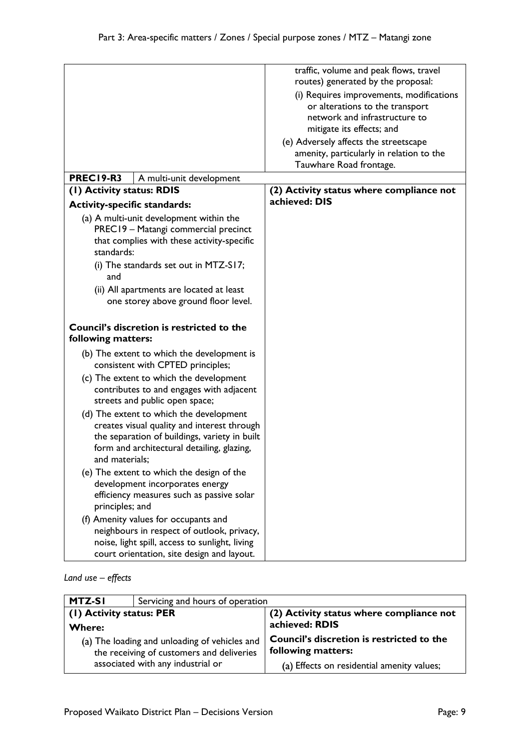| | |
|---|---|
| | traffic, volume and peak flows, travel routes) generated by the proposal:<br>(i) Requires improvements, modifications or alterations to the transport network and infrastructure to mitigate its effects; and<br>(e) Adversely affects the streetscape amenity, particularly in relation to the Tauwhare Road frontage. |

| **PREC19-R3** | A multi-unit development |
|---|---|
| **(1) Activity status: RDIS**<br>**Activity-specific standards:**<br>(a) A multi-unit development within the PREC19 – Matangi commercial precinct that complies with these activity-specific standards:<br>(i) The standards set out in MTZ-S17; and<br>(ii) All apartments are located at least one storey above ground floor level.<br><br>**Council's discretion is restricted to the following matters:**<br>(b) The extent to which the development is consistent with CPTED principles;<br>(c) The extent to which the development contributes to and engages with adjacent streets and public open space;<br>(d) The extent to which the development creates visual quality and interest through the separation of buildings, variety in built form and architectural detailing, glazing, and materials;<br>(e) The extent to which the design of the development incorporates energy efficiency measures such as passive solar principles; and<br>(f) Amenity values for occupants and neighbours in respect of outlook, privacy, noise, light spill, access to sunlight, living court orientation, site design and layout. | **(2) Activity status where compliance not achieved: DIS** |

*Land use – effects*

| **MTZ-S1** | Servicing and hours of operation |
|---|---|
| **(1) Activity status: PER**<br>**Where:**<br>(a) The loading and unloading of vehicles and the receiving of customers and deliveries associated with any industrial or | **(2) Activity status where compliance not achieved: RDIS**<br>**Council's discretion is restricted to the following matters:**<br>(a) Effects on residential amenity values; |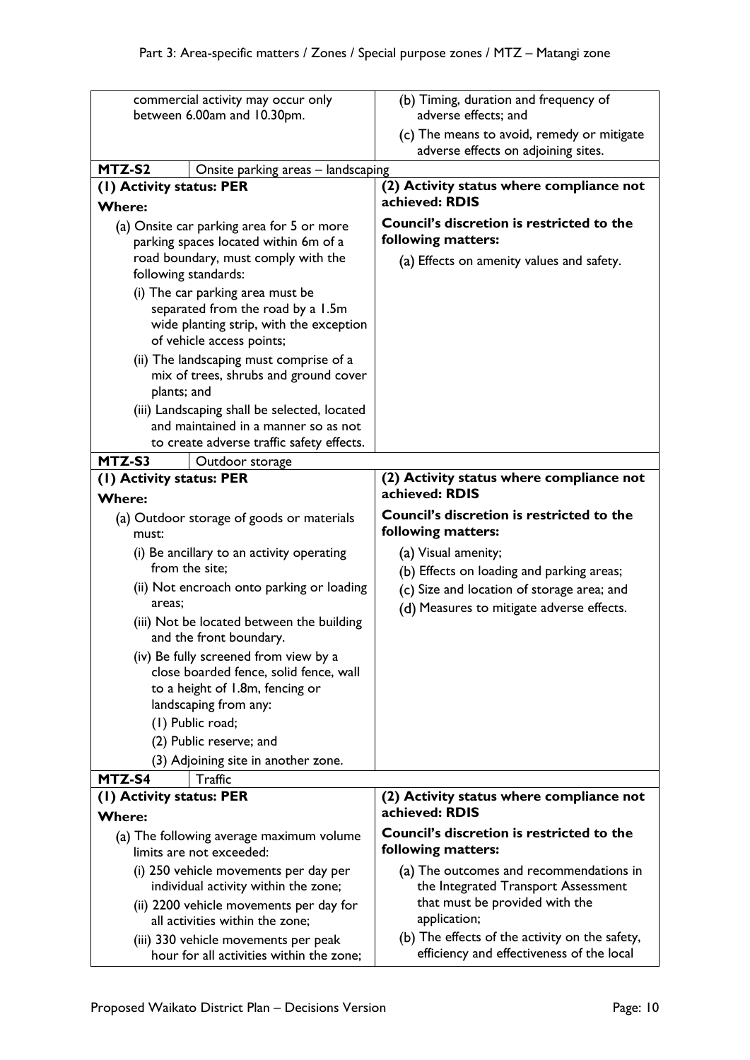| | |
|---|---|
| commercial activity may occur only between 6.00am and 10.30pm. | (b) Timing, duration and frequency of adverse effects; and<br>(c) The means to avoid, remedy or mitigate adverse effects on adjoining sites. |
| **MTZ-S2** Onsite parking areas – landscaping | |
| **(1) Activity status: PER**<br>**Where:**<br>(a) Onsite car parking area for 5 or more parking spaces located within 6m of a road boundary, must comply with the following standards:<br>(i) The car parking area must be separated from the road by a 1.5m wide planting strip, with the exception of vehicle access points;<br>(ii) The landscaping must comprise of a mix of trees, shrubs and ground cover plants; and<br>(iii) Landscaping shall be selected, located and maintained in a manner so as not to create adverse traffic safety effects. | **(2) Activity status where compliance not achieved: RDIS**<br>**Council's discretion is restricted to the following matters:**<br>(a) Effects on amenity values and safety. |
| **MTZ-S3** Outdoor storage | |
| **(1) Activity status: PER**<br>**Where:**<br>(a) Outdoor storage of goods or materials must:<br>(i) Be ancillary to an activity operating from the site;<br>(ii) Not encroach onto parking or loading areas;<br>(iii) Not be located between the building and the front boundary.<br>(iv) Be fully screened from view by a close boarded fence, solid fence, wall to a height of 1.8m, fencing or landscaping from any:<br>(1) Public road;<br>(2) Public reserve; and<br>(3) Adjoining site in another zone. | **(2) Activity status where compliance not achieved: RDIS**<br>**Council's discretion is restricted to the following matters:**<br>(a) Visual amenity;<br>(b) Effects on loading and parking areas;<br>(c) Size and location of storage area; and<br>(d) Measures to mitigate adverse effects. |
| **MTZ-S4** Traffic | |
| **(1) Activity status: PER**<br>**Where:**<br>(a) The following average maximum volume limits are not exceeded:<br>(i) 250 vehicle movements per day per individual activity within the zone;<br>(ii) 2200 vehicle movements per day for all activities within the zone;<br>(iii) 330 vehicle movements per peak hour for all activities within the zone; | **(2) Activity status where compliance not achieved: RDIS**<br>**Council's discretion is restricted to the following matters:**<br>(a) The outcomes and recommendations in the Integrated Transport Assessment that must be provided with the application;<br>(b) The effects of the activity on the safety, efficiency and effectiveness of the local |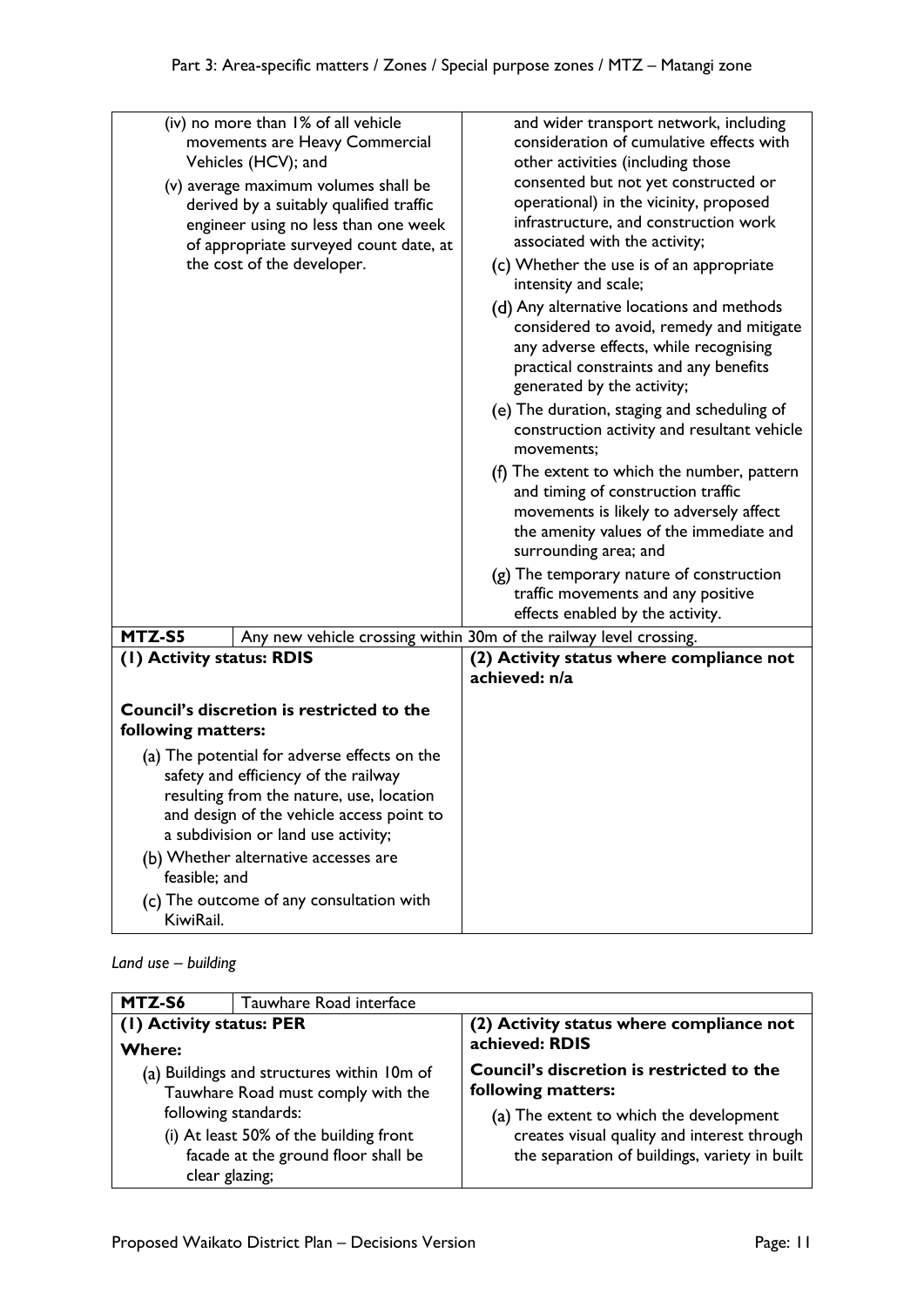| | |
|---|---|
| (iv) no more than 1% of all vehicle movements are Heavy Commercial Vehicles (HCV); and<br>(v) average maximum volumes shall be derived by a suitably qualified traffic engineer using no less than one week of appropriate surveyed count date, at the cost of the developer. | and wider transport network, including consideration of cumulative effects with other activities (including those consented but not yet constructed or operational) in the vicinity, proposed infrastructure, and construction work associated with the activity;<br>(c) Whether the use is of an appropriate intensity and scale;<br>(d) Any alternative locations and methods considered to avoid, remedy and mitigate any adverse effects, while recognising practical constraints and any benefits generated by the activity;<br>(e) The duration, staging and scheduling of construction activity and resultant vehicle movements;<br>(f) The extent to which the number, pattern and timing of construction traffic movements is likely to adversely affect the amenity values of the immediate and surrounding area; and<br>(g) The temporary nature of construction traffic movements and any positive effects enabled by the activity. |
| **MTZ-S5** | Any new vehicle crossing within 30m of the railway level crossing. |
| **(1) Activity status: RDIS**<br><br>**Council's discretion is restricted to the following matters:**<br>(a) The potential for adverse effects on the safety and efficiency of the railway resulting from the nature, use, location and design of the vehicle access point to a subdivision or land use activity;<br>(b) Whether alternative accesses are feasible; and<br>(c) The outcome of any consultation with KiwiRail. | **(2) Activity status where compliance not achieved: n/a** |

*Land use – building*

| **MTZ-S6** | Tauwhare Road interface |
|---|---|
| **(1) Activity status: PER**<br>**Where:**<br>(a) Buildings and structures within 10m of Tauwhare Road must comply with the following standards:<br>(i) At least 50% of the building front facade at the ground floor shall be clear glazing; | **(2) Activity status where compliance not achieved: RDIS**<br>**Council's discretion is restricted to the following matters:**<br>(a) The extent to which the development creates visual quality and interest through the separation of buildings, variety in built |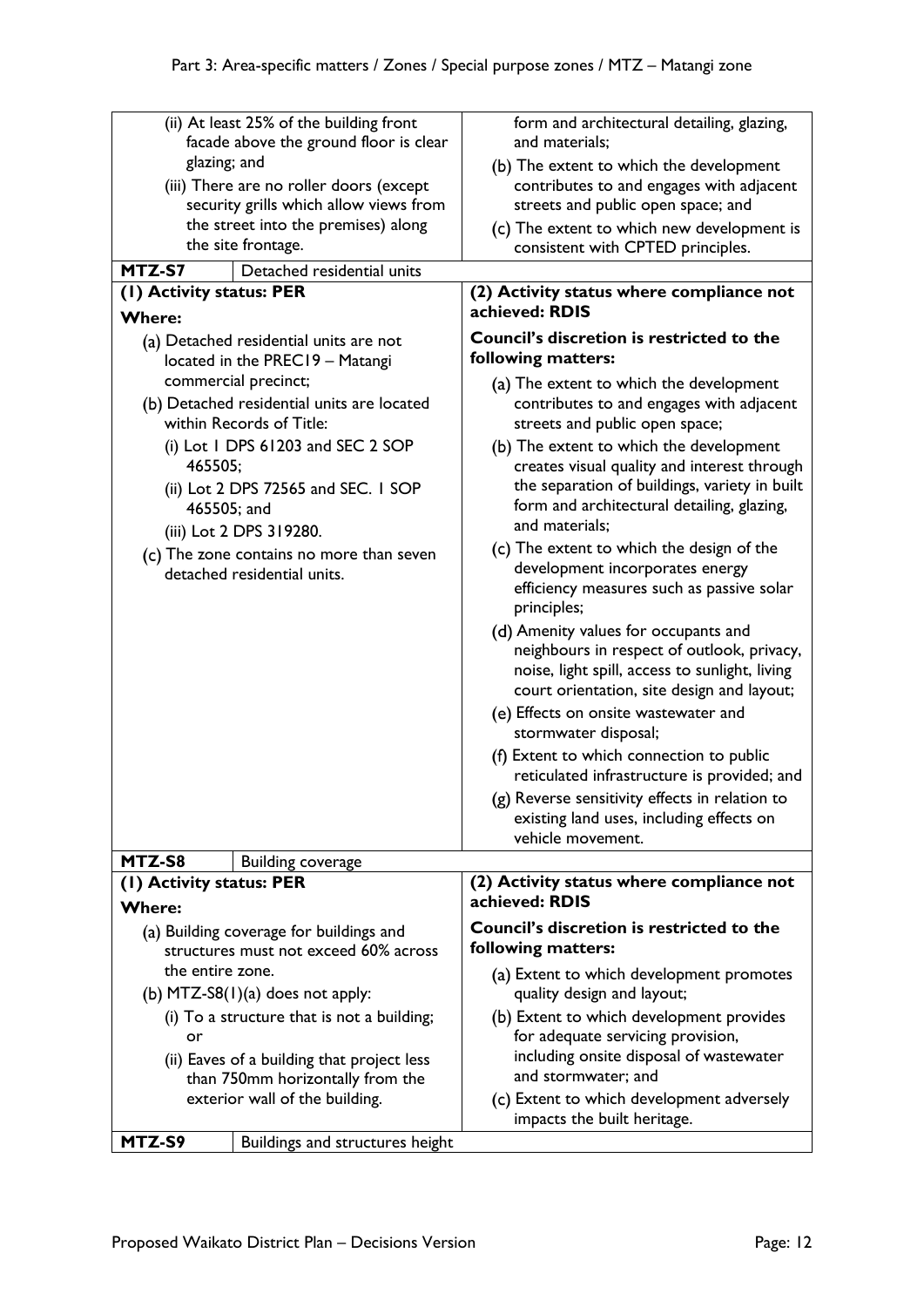| | |
|---|---|
| (ii) At least 25% of the building front facade above the ground floor is clear glazing; and<br>(iii) There are no roller doors (except security grills which allow views from the street into the premises) along the site frontage. | form and architectural detailing, glazing, and materials;<br>(b) The extent to which the development contributes to and engages with adjacent streets and public open space; and<br>(c) The extent to which new development is consistent with CPTED principles. |
| **MTZ-S7** Detached residential units | |
| **(1) Activity status: PER**<br>**Where:**<br>(a) Detached residential units are not located in the PREC19 – Matangi commercial precinct;<br>(b) Detached residential units are located within Records of Title:<br>(i) Lot 1 DPS 61203 and SEC 2 SOP 465505;<br>(ii) Lot 2 DPS 72565 and SEC. 1 SOP 465505; and<br>(iii) Lot 2 DPS 319280.<br>(c) The zone contains no more than seven detached residential units. | **(2) Activity status where compliance not achieved: RDIS**<br>**Council's discretion is restricted to the following matters:**<br>(a) The extent to which the development contributes to and engages with adjacent streets and public open space;<br>(b) The extent to which the development creates visual quality and interest through the separation of buildings, variety in built form and architectural detailing, glazing, and materials;<br>(c) The extent to which the design of the development incorporates energy efficiency measures such as passive solar principles;<br>(d) Amenity values for occupants and neighbours in respect of outlook, privacy, noise, light spill, access to sunlight, living court orientation, site design and layout;<br>(e) Effects on onsite wastewater and stormwater disposal;<br>(f) Extent to which connection to public reticulated infrastructure is provided; and<br>(g) Reverse sensitivity effects in relation to existing land uses, including effects on vehicle movement. |
| **MTZ-S8** Building coverage | |
| **(1) Activity status: PER**<br>**Where:**<br>(a) Building coverage for buildings and structures must not exceed 60% across the entire zone.<br>(b) MTZ-S8(1)(a) does not apply:<br>(i) To a structure that is not a building; or<br>(ii) Eaves of a building that project less than 750mm horizontally from the exterior wall of the building. | **(2) Activity status where compliance not achieved: RDIS**<br>**Council's discretion is restricted to the following matters:**<br>(a) Extent to which development promotes quality design and layout;<br>(b) Extent to which development provides for adequate servicing provision, including onsite disposal of wastewater and stormwater; and<br>(c) Extent to which development adversely impacts the built heritage. |
| **MTZ-S9** Buildings and structures height | |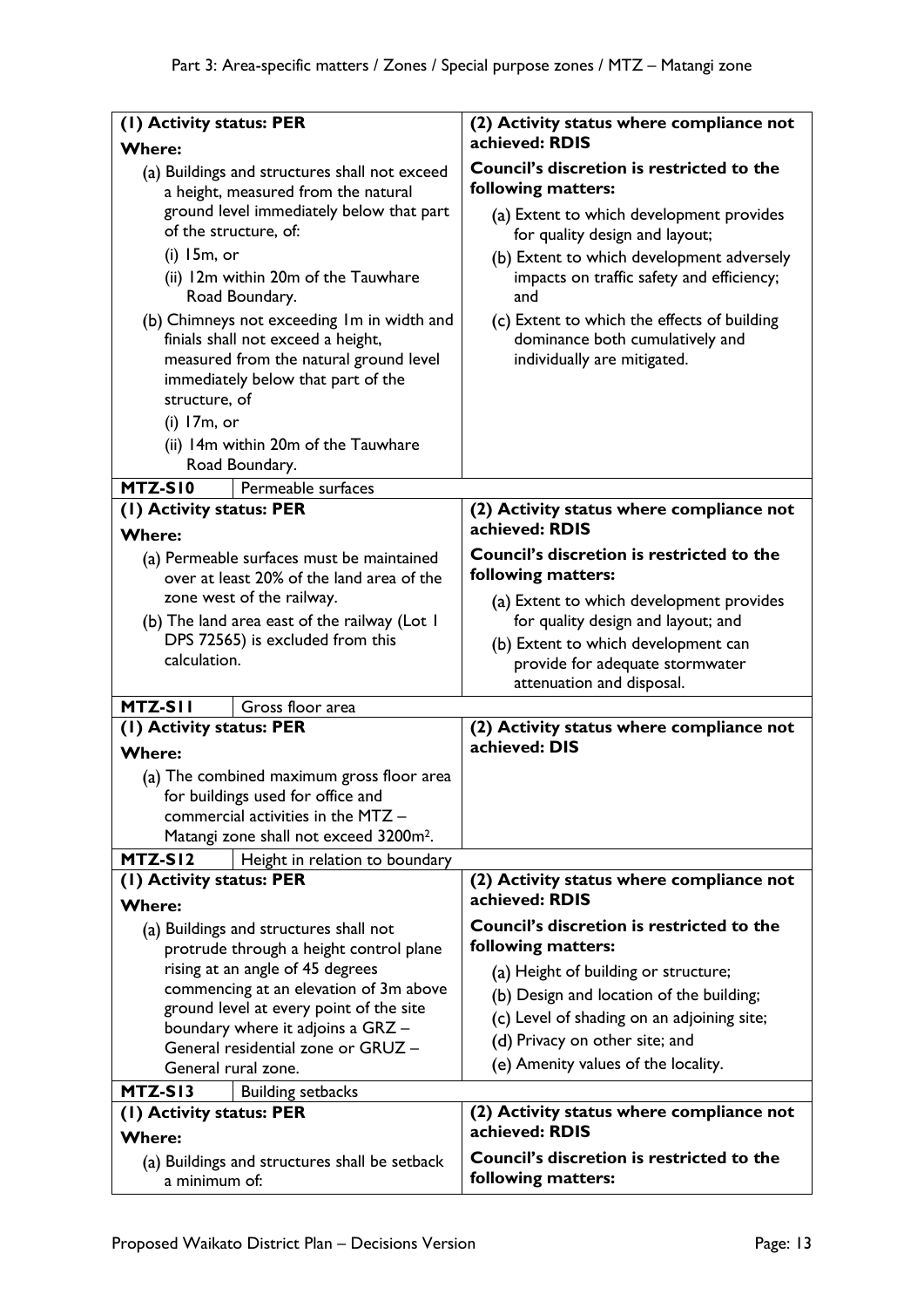| (1) Activity status: PER | (2) Activity status where compliance not achieved: RDIS |
|---|---|
| **Where:**<br>(a) Buildings and structures shall not exceed a height, measured from the natural ground level immediately below that part of the structure, of:<br>(i) 15m, or<br>(ii) 12m within 20m of the Tauwhare Road Boundary.<br>(b) Chimneys not exceeding 1m in width and finials shall not exceed a height, measured from the natural ground level immediately below that part of the structure, of<br>(i) 17m, or<br>(ii) 14m within 20m of the Tauwhare Road Boundary. | **Council's discretion is restricted to the following matters:**<br>(a) Extent to which development provides for quality design and layout;<br>(b) Extent to which development adversely impacts on traffic safety and efficiency; and<br>(c) Extent to which the effects of building dominance both cumulatively and individually are mitigated. |
| **MTZ-S10** Permeable surfaces | |
| **(1) Activity status: PER**<br>**Where:**<br>(a) Permeable surfaces must be maintained over at least 20% of the land area of the zone west of the railway.<br>(b) The land area east of the railway (Lot 1 DPS 72565) is excluded from this calculation. | **(2) Activity status where compliance not achieved: RDIS**<br>**Council's discretion is restricted to the following matters:**<br>(a) Extent to which development provides for quality design and layout; and<br>(b) Extent to which development can provide for adequate stormwater attenuation and disposal. |
| **MTZ-S11** Gross floor area | |
| **(1) Activity status: PER**<br>**Where:**<br>(a) The combined maximum gross floor area for buildings used for office and commercial activities in the MTZ – Matangi zone shall not exceed 3200m². | **(2) Activity status where compliance not achieved: DIS** |
| **MTZ-S12** Height in relation to boundary | |
| **(1) Activity status: PER**<br>**Where:**<br>(a) Buildings and structures shall not protrude through a height control plane rising at an angle of 45 degrees commencing at an elevation of 3m above ground level at every point of the site boundary where it adjoins a GRZ – General residential zone or GRUZ – General rural zone. | **(2) Activity status where compliance not achieved: RDIS**<br>**Council's discretion is restricted to the following matters:**<br>(a) Height of building or structure;<br>(b) Design and location of the building;<br>(c) Level of shading on an adjoining site;<br>(d) Privacy on other site; and<br>(e) Amenity values of the locality. |
| **MTZ-S13** Building setbacks | |
| **(1) Activity status: PER**<br>**Where:**<br>(a) Buildings and structures shall be setback a minimum of: | **(2) Activity status where compliance not achieved: RDIS**<br>**Council's discretion is restricted to the following matters:** |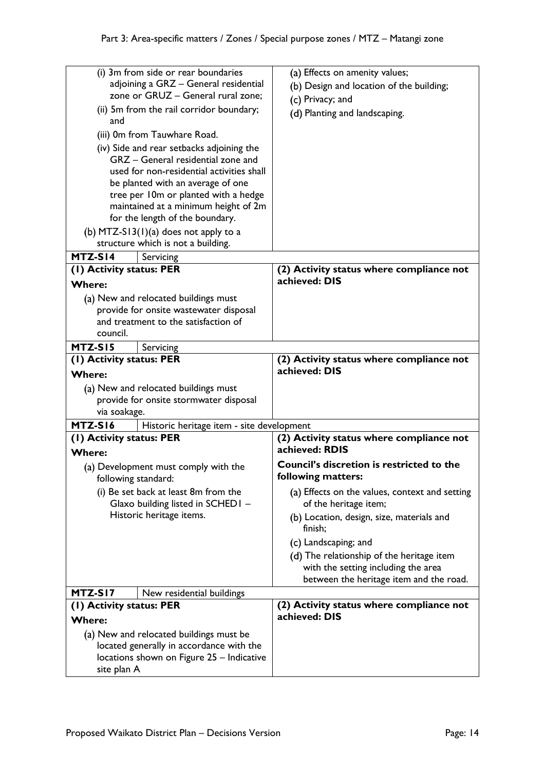| | |
|---|---|
| (i) 3m from side or rear boundaries adjoining a GRZ – General residential zone or GRUZ – General rural zone;<br>(ii) 5m from the rail corridor boundary; and<br>(iii) 0m from Tauwhare Road.<br>(iv) Side and rear setbacks adjoining the GRZ – General residential zone and used for non-residential activities shall be planted with an average of one tree per 10m or planted with a hedge maintained at a minimum height of 2m for the length of the boundary.<br>(b) MTZ-S13(1)(a) does not apply to a structure which is not a building. | (a) Effects on amenity values;<br>(b) Design and location of the building;<br>(c) Privacy; and<br>(d) Planting and landscaping. |
| **MTZ-S14** Servicing | |
| **(1) Activity status: PER**<br>**Where:**<br>(a) New and relocated buildings must provide for onsite wastewater disposal and treatment to the satisfaction of council. | **(2) Activity status where compliance not achieved: DIS** |
| **MTZ-S15** Servicing | |
| **(1) Activity status: PER**<br>**Where:**<br>(a) New and relocated buildings must provide for onsite stormwater disposal via soakage. | **(2) Activity status where compliance not achieved: DIS** |
| **MTZ-S16** Historic heritage item - site development | |
| **(1) Activity status: PER**<br>**Where:**<br>(a) Development must comply with the following standard:<br>(i) Be set back at least 8m from the Glaxo building listed in SCHED1 – Historic heritage items. | **(2) Activity status where compliance not achieved: RDIS**<br>**Council's discretion is restricted to the following matters:**<br>(a) Effects on the values, context and setting of the heritage item;<br>(b) Location, design, size, materials and finish;<br>(c) Landscaping; and<br>(d) The relationship of the heritage item with the setting including the area between the heritage item and the road. |
| **MTZ-S17** New residential buildings | |
| **(1) Activity status: PER**<br>**Where:**<br>(a) New and relocated buildings must be located generally in accordance with the locations shown on Figure 25 – Indicative site plan A | **(2) Activity status where compliance not achieved: DIS** |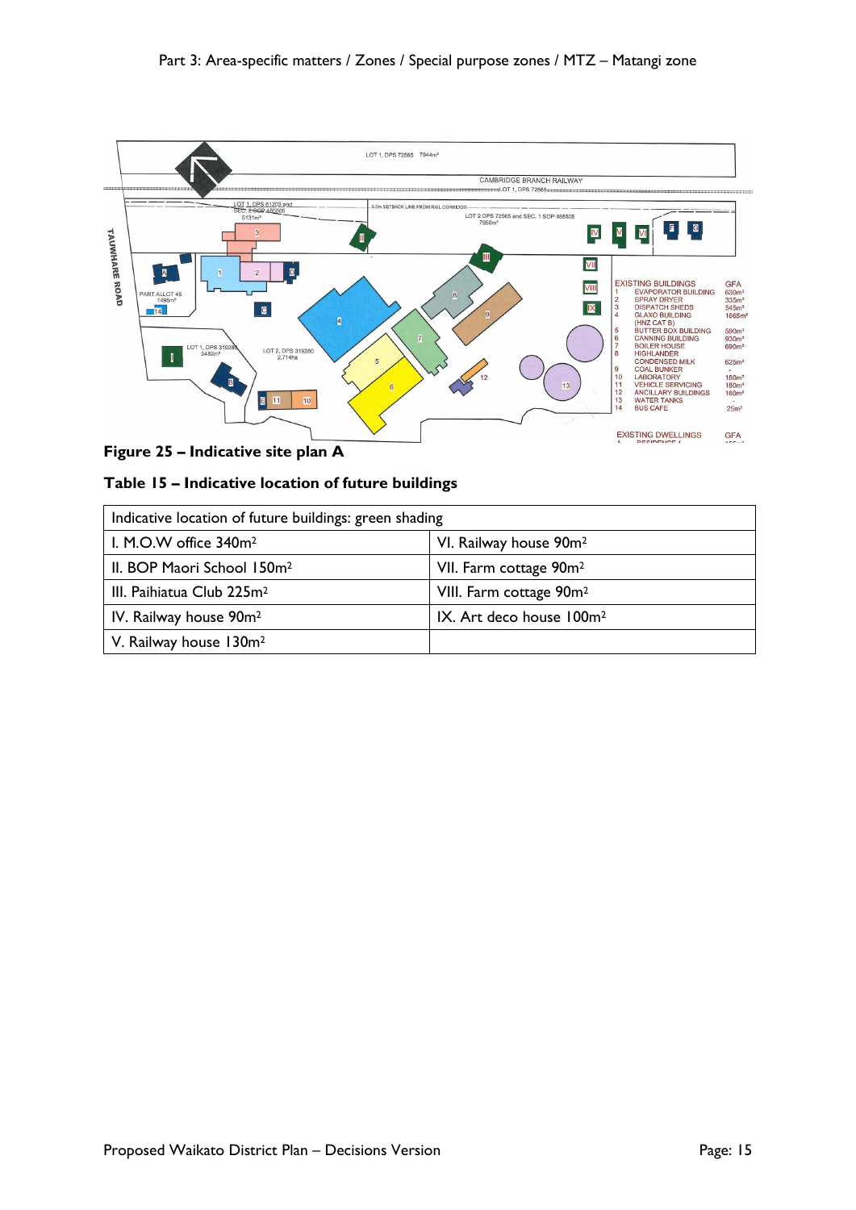LOT 1, DPS 72565 7944m²

CAMBRIDGE BRANCH RAILWAY

LOT 1, DPS 72565

TAUWHARE ROAD

LOT 1, DPS 61203 and SEC. 2 SOP 465505 5131m²

5.0m SETBACK LINE FROM RAIL CORRIDOR

LOT 2 DPS 72565 and SEC. 1 SOP 465505 7950m²

PART ALLOT 45 1490m²

LOT 1, DPS 319280 2482m²

LOT 2, DPS 319280 2.714ha

EXISTING BUILDINGS GFA
1 EVAPORATOR BUILDING 630m²
2 SPRAY DRYER 335m²
3 DISPATCH SHEDS 545m²
4 GLAXO BUILDING (HNZ CAT B) 1665m²
5 BUTTER BOX BUILDING 590m²
6 CANNING BUILDING 930m²
7 BOILER HOUSE 690m²
8 HIGHLANDER CONDENSED MILK 625m²
9 COAL BUNKER -
10 LABORATORY 180m²
11 VEHICLE SERVICING 180m²
12 ANCILLARY BUILDINGS 180m²
13 WATER TANKS -
14 BUS CAFE 25m²

EXISTING DWELLINGS GFA

**Figure 25 – Indicative site plan A**

**Table 15 – Indicative location of future buildings**

| Indicative location of future buildings: green shading | |
|---|---|
| I. M.O.W office 340m² | VI. Railway house 90m² |
| II. BOP Maori School 150m² | VII. Farm cottage 90m² |
| III. Paihiatua Club 225m² | VIII. Farm cottage 90m² |
| IV. Railway house 90m² | IX. Art deco house 100m² |
| V. Railway house 130m² | |